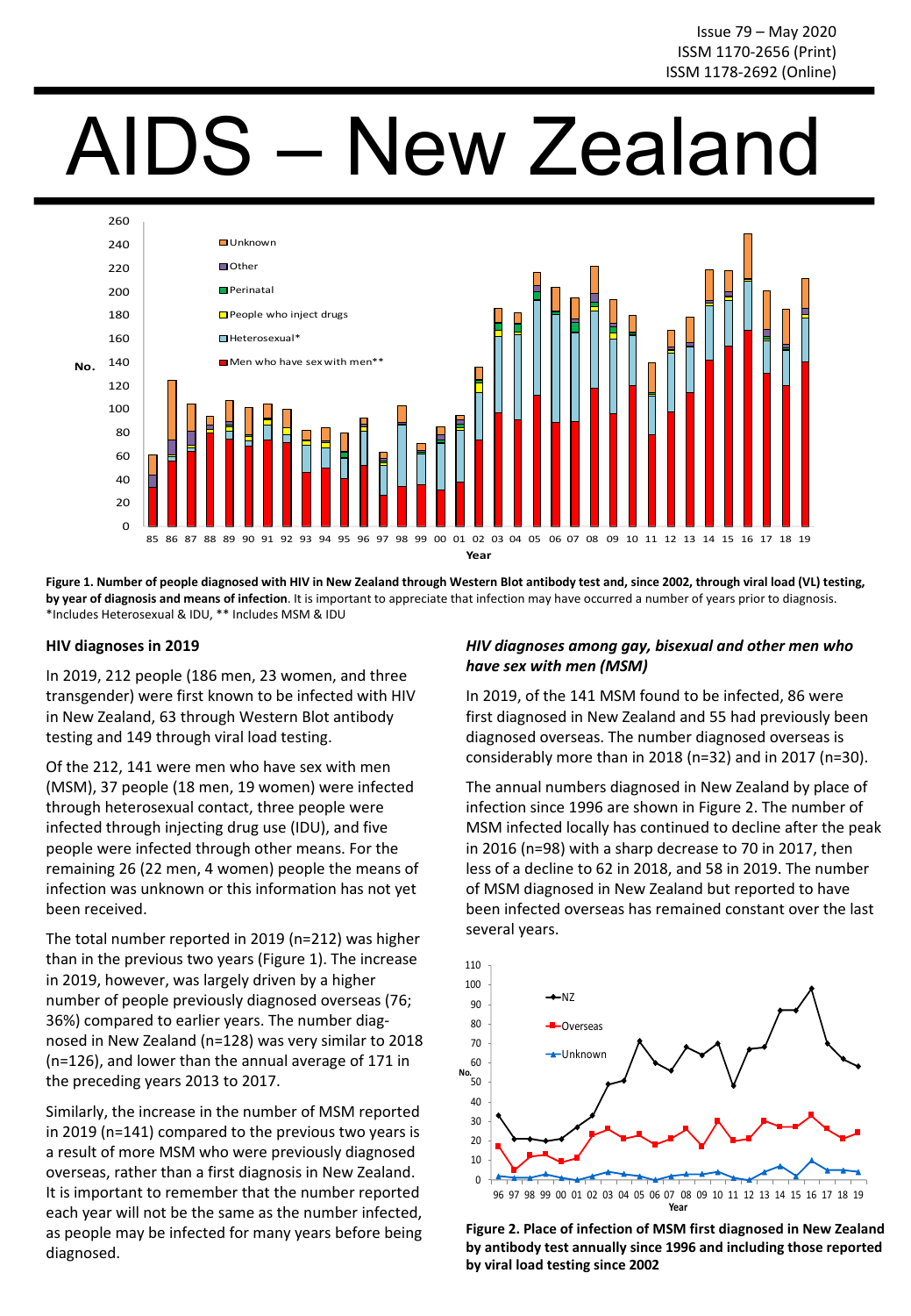Issue 79 – May 2020
ISSM 1170-2656 (Print)
ISSM 1178-2692 (Online)

# AIDS – New Zealand

**Figure 1. Number of people diagnosed with HIV in New Zealand through Western Blot antibody test and, since 2002, through viral load (VL) testing, by year of diagnosis and means of infection**. It is important to appreciate that infection may have occurred a number of years prior to diagnosis.
*Includes Heterosexual & IDU, ** Includes MSM & IDU

## HIV diagnoses in 2019

In 2019, 212 people (186 men, 23 women, and three transgender) were first known to be infected with HIV in New Zealand, 63 through Western Blot antibody testing and 149 through viral load testing.

Of the 212, 141 were men who have sex with men (MSM), 37 people (18 men, 19 women) were infected through heterosexual contact, three people were infected through injecting drug use (IDU), and five people were infected through other means. For the remaining 26 (22 men, 4 women) people the means of infection was unknown or this information has not yet been received.

The total number reported in 2019 (n=212) was higher than in the previous two years (Figure 1). The increase in 2019, however, was largely driven by a higher number of people previously diagnosed overseas (76; 36%) compared to earlier years. The number diagnosed in New Zealand (n=128) was very similar to 2018 (n=126), and lower than the annual average of 171 in the preceding years 2013 to 2017.

Similarly, the increase in the number of MSM reported in 2019 (n=141) compared to the previous two years is a result of more MSM who were previously diagnosed overseas, rather than a first diagnosis in New Zealand. It is important to remember that the number reported each year will not be the same as the number infected, as people may be infected for many years before being diagnosed.

### *HIV diagnoses among gay, bisexual and other men who have sex with men (MSM)*

In 2019, of the 141 MSM found to be infected, 86 were first diagnosed in New Zealand and 55 had previously been diagnosed overseas. The number diagnosed overseas is considerably more than in 2018 (n=32) and in 2017 (n=30).

The annual numbers diagnosed in New Zealand by place of infection since 1996 are shown in Figure 2. The number of MSM infected locally has continued to decline after the peak in 2016 (n=98) with a sharp decrease to 70 in 2017, then less of a decline to 62 in 2018, and 58 in 2019. The number of MSM diagnosed in New Zealand but reported to have been infected overseas has remained constant over the last several years.

**Figure 2. Place of infection of MSM first diagnosed in New Zealand by antibody test annually since 1996 and including those reported by viral load testing since 2002**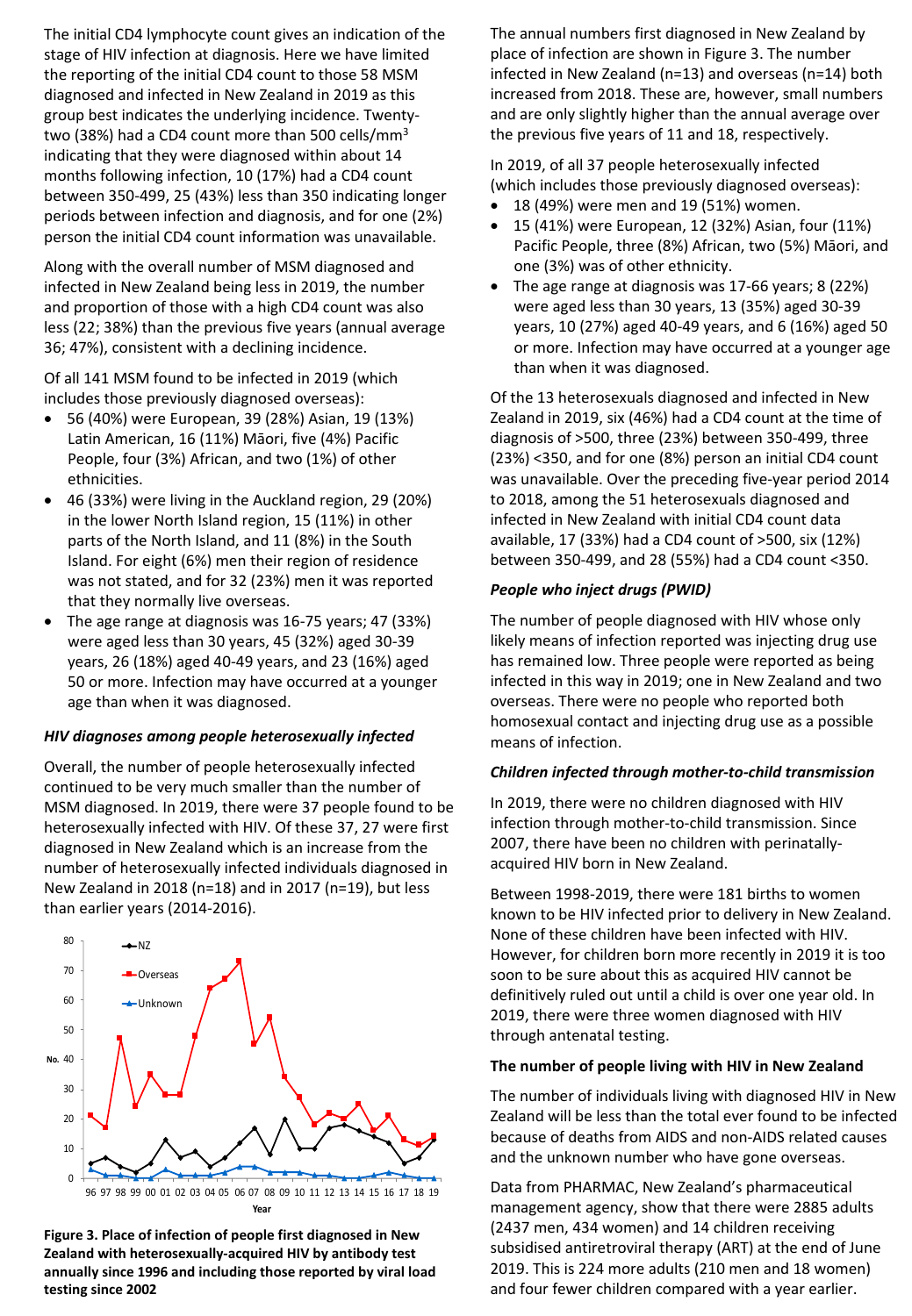The initial CD4 lymphocyte count gives an indication of the stage of HIV infection at diagnosis. Here we have limited the reporting of the initial CD4 count to those 58 MSM diagnosed and infected in New Zealand in 2019 as this group best indicates the underlying incidence. Twenty-two (38%) had a CD4 count more than 500 cells/mm$^3$ indicating that they were diagnosed within about 14 months following infection, 10 (17%) had a CD4 count between 350-499, 25 (43%) less than 350 indicating longer periods between infection and diagnosis, and for one (2%) person the initial CD4 count information was unavailable.

Along with the overall number of MSM diagnosed and infected in New Zealand being less in 2019, the number and proportion of those with a high CD4 count was also less (22; 38%) than the previous five years (annual average 36; 47%), consistent with a declining incidence.

Of all 141 MSM found to be infected in 2019 (which includes those previously diagnosed overseas):

- 56 (40%) were European, 39 (28%) Asian, 19 (13%) Latin American, 16 (11%) Māori, five (4%) Pacific People, four (3%) African, and two (1%) of other ethnicities.
- 46 (33%) were living in the Auckland region, 29 (20%) in the lower North Island region, 15 (11%) in other parts of the North Island, and 11 (8%) in the South Island. For eight (6%) men their region of residence was not stated, and for 32 (23%) men it was reported that they normally live overseas.
- The age range at diagnosis was 16-75 years; 47 (33%) were aged less than 30 years, 45 (32%) aged 30-39 years, 26 (18%) aged 40-49 years, and 23 (16%) aged 50 or more. Infection may have occurred at a younger age than when it was diagnosed.

### *HIV diagnoses among people heterosexually infected*

Overall, the number of people heterosexually infected continued to be very much smaller than the number of MSM diagnosed. In 2019, there were 37 people found to be heterosexually infected with HIV. Of these 37, 27 were first diagnosed in New Zealand which is an increase from the number of heterosexually infected individuals diagnosed in New Zealand in 2018 (n=18) and in 2017 (n=19), but less than earlier years (2014-2016).

**Figure 3. Place of infection of people first diagnosed in New Zealand with heterosexually-acquired HIV by antibody test annually since 1996 and including those reported by viral load testing since 2002**

The annual numbers first diagnosed in New Zealand by place of infection are shown in Figure 3. The number infected in New Zealand (n=13) and overseas (n=14) both increased from 2018. These are, however, small numbers and are only slightly higher than the annual average over the previous five years of 11 and 18, respectively.

In 2019, of all 37 people heterosexually infected (which includes those previously diagnosed overseas):

- 18 (49%) were men and 19 (51%) women.
- 15 (41%) were European, 12 (32%) Asian, four (11%) Pacific People, three (8%) African, two (5%) Māori, and one (3%) was of other ethnicity.
- The age range at diagnosis was 17-66 years; 8 (22%) were aged less than 30 years, 13 (35%) aged 30-39 years, 10 (27%) aged 40-49 years, and 6 (16%) aged 50 or more. Infection may have occurred at a younger age than when it was diagnosed.

Of the 13 heterosexuals diagnosed and infected in New Zealand in 2019, six (46%) had a CD4 count at the time of diagnosis of >500, three (23%) between 350-499, three (23%) <350, and for one (8%) person an initial CD4 count was unavailable. Over the preceding five-year period 2014 to 2018, among the 51 heterosexuals diagnosed and infected in New Zealand with initial CD4 count data available, 17 (33%) had a CD4 count of >500, six (12%) between 350-499, and 28 (55%) had a CD4 count <350.

### *People who inject drugs (PWID)*

The number of people diagnosed with HIV whose only likely means of infection reported was injecting drug use has remained low. Three people were reported as being infected in this way in 2019; one in New Zealand and two overseas. There were no people who reported both homosexual contact and injecting drug use as a possible means of infection.

### *Children infected through mother-to-child transmission*

In 2019, there were no children diagnosed with HIV infection through mother-to-child transmission. Since 2007, there have been no children with perinatally-acquired HIV born in New Zealand.

Between 1998-2019, there were 181 births to women known to be HIV infected prior to delivery in New Zealand. None of these children have been infected with HIV. However, for children born more recently in 2019 it is too soon to be sure about this as acquired HIV cannot be definitively ruled out until a child is over one year old. In 2019, there were three women diagnosed with HIV through antenatal testing.

### The number of people living with HIV in New Zealand

The number of individuals living with diagnosed HIV in New Zealand will be less than the total ever found to be infected because of deaths from AIDS and non-AIDS related causes and the unknown number who have gone overseas.

Data from PHARMAC, New Zealand's pharmaceutical management agency, show that there were 2885 adults (2437 men, 434 women) and 14 children receiving subsidised antiretroviral therapy (ART) at the end of June 2019. This is 224 more adults (210 men and 18 women) and four fewer children compared with a year earlier.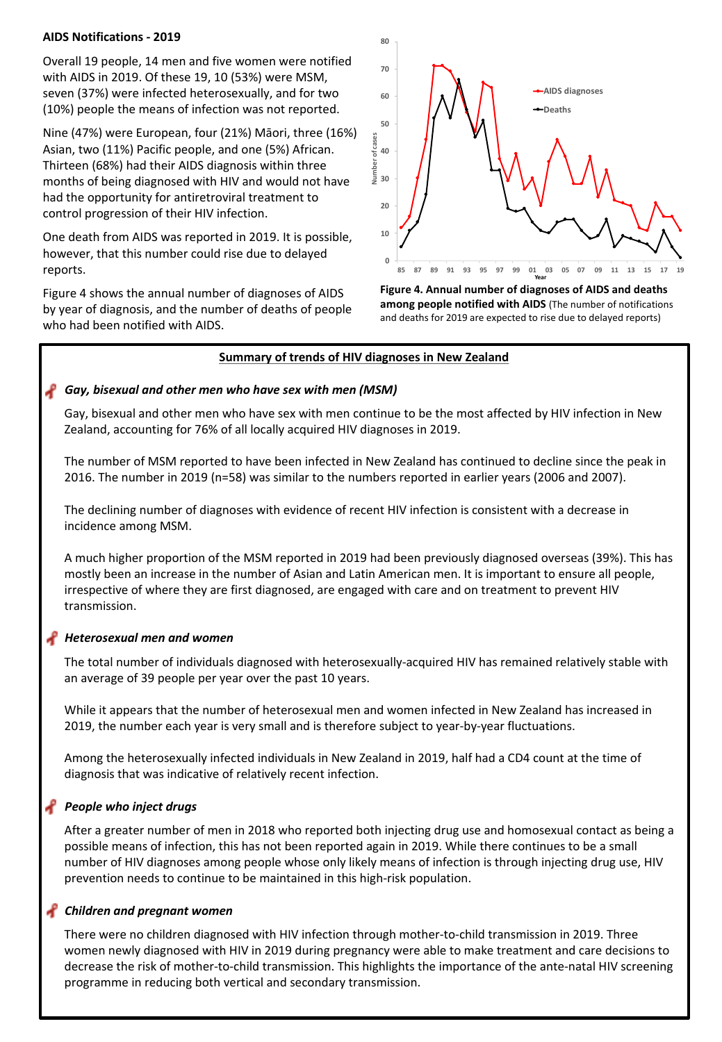## AIDS Notifications - 2019

Overall 19 people, 14 men and five women were notified with AIDS in 2019. Of these 19, 10 (53%) were MSM, seven (37%) were infected heterosexually, and for two (10%) people the means of infection was not reported.

Nine (47%) were European, four (21%) Māori, three (16%) Asian, two (11%) Pacific people, and one (5%) African. Thirteen (68%) had their AIDS diagnosis within three months of being diagnosed with HIV and would not have had the opportunity for antiretroviral treatment to control progression of their HIV infection.

One death from AIDS was reported in 2019. It is possible, however, that this number could rise due to delayed reports.

Figure 4 shows the annual number of diagnoses of AIDS by year of diagnosis, and the number of deaths of people who had been notified with AIDS.

**Figure 4. Annual number of diagnoses of AIDS and deaths among people notified with AIDS** (The number of notifications and deaths for 2019 are expected to rise due to delayed reports)

## Summary of trends of HIV diagnoses in New Zealand

### *Gay, bisexual and other men who have sex with men (MSM)*

Gay, bisexual and other men who have sex with men continue to be the most affected by HIV infection in New Zealand, accounting for 76% of all locally acquired HIV diagnoses in 2019.

The number of MSM reported to have been infected in New Zealand has continued to decline since the peak in 2016. The number in 2019 (n=58) was similar to the numbers reported in earlier years (2006 and 2007).

The declining number of diagnoses with evidence of recent HIV infection is consistent with a decrease in incidence among MSM.

A much higher proportion of the MSM reported in 2019 had been previously diagnosed overseas (39%). This has mostly been an increase in the number of Asian and Latin American men. It is important to ensure all people, irrespective of where they are first diagnosed, are engaged with care and on treatment to prevent HIV transmission.

### *Heterosexual men and women*

The total number of individuals diagnosed with heterosexually-acquired HIV has remained relatively stable with an average of 39 people per year over the past 10 years.

While it appears that the number of heterosexual men and women infected in New Zealand has increased in 2019, the number each year is very small and is therefore subject to year-by-year fluctuations.

Among the heterosexually infected individuals in New Zealand in 2019, half had a CD4 count at the time of diagnosis that was indicative of relatively recent infection.

### *People who inject drugs*

After a greater number of men in 2018 who reported both injecting drug use and homosexual contact as being a possible means of infection, this has not been reported again in 2019. While there continues to be a small number of HIV diagnoses among people whose only likely means of infection is through injecting drug use, HIV prevention needs to continue to be maintained in this high-risk population.

### *Children and pregnant women*

There were no children diagnosed with HIV infection through mother-to-child transmission in 2019. Three women newly diagnosed with HIV in 2019 during pregnancy were able to make treatment and care decisions to decrease the risk of mother-to-child transmission. This highlights the importance of the ante-natal HIV screening programme in reducing both vertical and secondary transmission.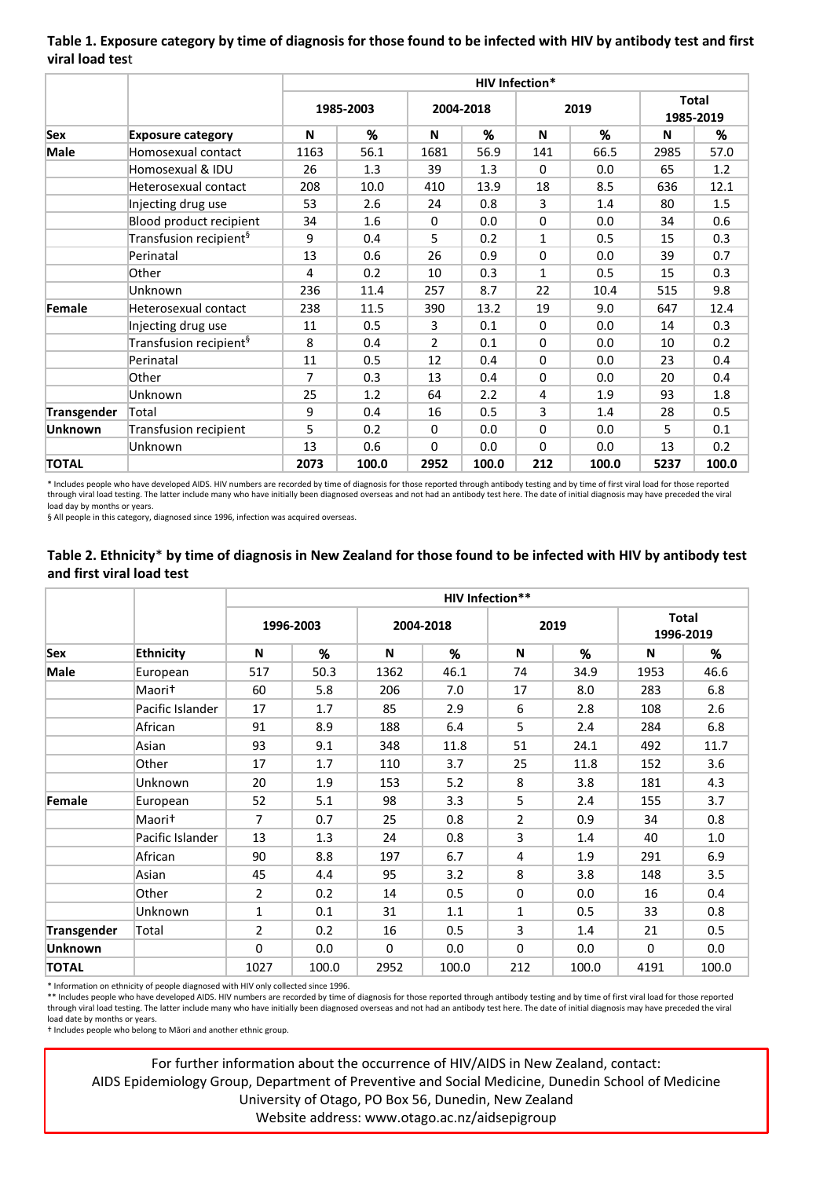**Table 1. Exposure category by time of diagnosis for those found to be infected with HIV by antibody test and first viral load test**

| | | HIV Infection* | | | | | | | |
|---|---|---|---|---|---|---|---|---|---|
| | | 1985-2003 | | 2004-2018 | | 2019 | | Total 1985-2019 | |
| **Sex** | **Exposure category** | **N** | **%** | **N** | **%** | **N** | **%** | **N** | **%** |
| **Male** | Homosexual contact | 1163 | 56.1 | 1681 | 56.9 | 141 | 66.5 | 2985 | 57.0 |
| | Homosexual & IDU | 26 | 1.3 | 39 | 1.3 | 0 | 0.0 | 65 | 1.2 |
| | Heterosexual contact | 208 | 10.0 | 410 | 13.9 | 18 | 8.5 | 636 | 12.1 |
| | Injecting drug use | 53 | 2.6 | 24 | 0.8 | 3 | 1.4 | 80 | 1.5 |
| | Blood product recipient | 34 | 1.6 | 0 | 0.0 | 0 | 0.0 | 34 | 0.6 |
| | Transfusion recipient§ | 9 | 0.4 | 5 | 0.2 | 1 | 0.5 | 15 | 0.3 |
| | Perinatal | 13 | 0.6 | 26 | 0.9 | 0 | 0.0 | 39 | 0.7 |
| | Other | 4 | 0.2 | 10 | 0.3 | 1 | 0.5 | 15 | 0.3 |
| | Unknown | 236 | 11.4 | 257 | 8.7 | 22 | 10.4 | 515 | 9.8 |
| **Female** | Heterosexual contact | 238 | 11.5 | 390 | 13.2 | 19 | 9.0 | 647 | 12.4 |
| | Injecting drug use | 11 | 0.5 | 3 | 0.1 | 0 | 0.0 | 14 | 0.3 |
| | Transfusion recipient§ | 8 | 0.4 | 2 | 0.1 | 0 | 0.0 | 10 | 0.2 |
| | Perinatal | 11 | 0.5 | 12 | 0.4 | 0 | 0.0 | 23 | 0.4 |
| | Other | 7 | 0.3 | 13 | 0.4 | 0 | 0.0 | 20 | 0.4 |
| | Unknown | 25 | 1.2 | 64 | 2.2 | 4 | 1.9 | 93 | 1.8 |
| **Transgender** | Total | 9 | 0.4 | 16 | 0.5 | 3 | 1.4 | 28 | 0.5 |
| **Unknown** | Transfusion recipient | 5 | 0.2 | 0 | 0.0 | 0 | 0.0 | 5 | 0.1 |
| | Unknown | 13 | 0.6 | 0 | 0.0 | 0 | 0.0 | 13 | 0.2 |
| **TOTAL** | | **2073** | **100.0** | **2952** | **100.0** | **212** | **100.0** | **5237** | **100.0** |

\* Includes people who have developed AIDS. HIV numbers are recorded by time of diagnosis for those reported through antibody testing and by time of first viral load for those reported through viral load testing. The latter include many who have initially been diagnosed overseas and not had an antibody test here. The date of initial diagnosis may have preceded the viral load day by months or years.

§ All people in this category, diagnosed since 1996, infection was acquired overseas.

**Table 2. Ethnicity* by time of diagnosis in New Zealand for those found to be infected with HIV by antibody test and first viral load test**

| | | HIV Infection** | | | | | | | |
|---|---|---|---|---|---|---|---|---|---|
| | | 1996-2003 | | 2004-2018 | | 2019 | | Total 1996-2019 | |
| **Sex** | **Ethnicity** | **N** | **%** | **N** | **%** | **N** | **%** | **N** | **%** |
| **Male** | European | 517 | 50.3 | 1362 | 46.1 | 74 | 34.9 | 1953 | 46.6 |
| | Maori† | 60 | 5.8 | 206 | 7.0 | 17 | 8.0 | 283 | 6.8 |
| | Pacific Islander | 17 | 1.7 | 85 | 2.9 | 6 | 2.8 | 108 | 2.6 |
| | African | 91 | 8.9 | 188 | 6.4 | 5 | 2.4 | 284 | 6.8 |
| | Asian | 93 | 9.1 | 348 | 11.8 | 51 | 24.1 | 492 | 11.7 |
| | Other | 17 | 1.7 | 110 | 3.7 | 25 | 11.8 | 152 | 3.6 |
| | Unknown | 20 | 1.9 | 153 | 5.2 | 8 | 3.8 | 181 | 4.3 |
| **Female** | European | 52 | 5.1 | 98 | 3.3 | 5 | 2.4 | 155 | 3.7 |
| | Maori† | 7 | 0.7 | 25 | 0.8 | 2 | 0.9 | 34 | 0.8 |
| | Pacific Islander | 13 | 1.3 | 24 | 0.8 | 3 | 1.4 | 40 | 1.0 |
| | African | 90 | 8.8 | 197 | 6.7 | 4 | 1.9 | 291 | 6.9 |
| | Asian | 45 | 4.4 | 95 | 3.2 | 8 | 3.8 | 148 | 3.5 |
| | Other | 2 | 0.2 | 14 | 0.5 | 0 | 0.0 | 16 | 0.4 |
| | Unknown | 1 | 0.1 | 31 | 1.1 | 1 | 0.5 | 33 | 0.8 |
| **Transgender** | Total | 2 | 0.2 | 16 | 0.5 | 3 | 1.4 | 21 | 0.5 |
| **Unknown** | | 0 | 0.0 | 0 | 0.0 | 0 | 0.0 | 0 | 0.0 |
| **TOTAL** | | 1027 | 100.0 | 2952 | 100.0 | 212 | 100.0 | 4191 | 100.0 |

\* Information on ethnicity of people diagnosed with HIV only collected since 1996.

\*\* Includes people who have developed AIDS. HIV numbers are recorded by time of diagnosis for those reported through antibody testing and by time of first viral load for those reported through viral load testing. The latter include many who have initially been diagnosed overseas and not had an antibody test here. The date of initial diagnosis may have preceded the viral load date by months or years.

† Includes people who belong to Māori and another ethnic group.

For further information about the occurrence of HIV/AIDS in New Zealand, contact:
AIDS Epidemiology Group, Department of Preventive and Social Medicine, Dunedin School of Medicine
University of Otago, PO Box 56, Dunedin, New Zealand
Website address: www.otago.ac.nz/aidsepigroup